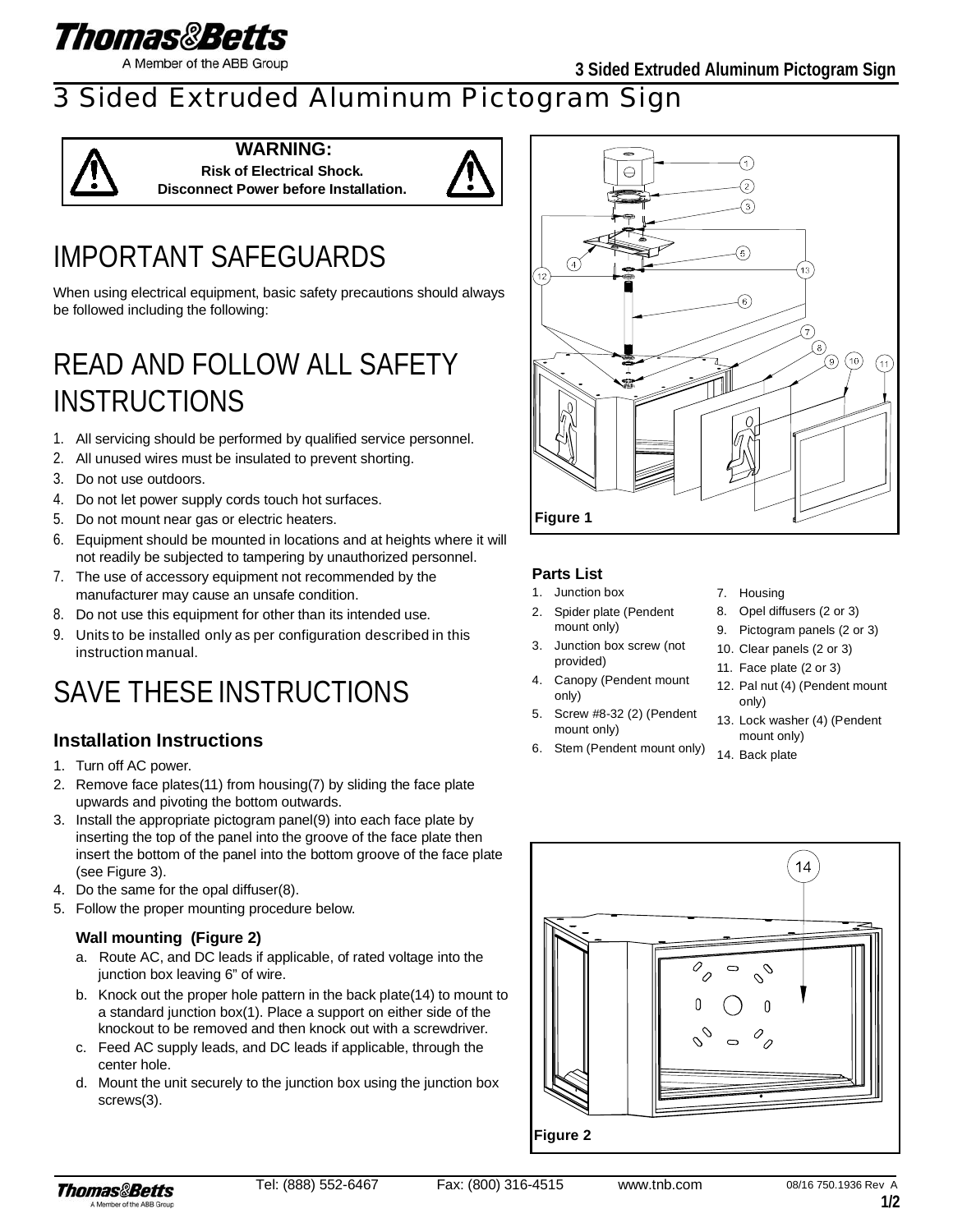# 3 Sided Extruded Aluminum Pictogram Sign

**WARNING:**
**Risk of Electrical Shock.**
**Disconnect Power before Installation.**

# IMPORTANT SAFEGUARDS

When using electrical equipment, basic safety precautions should always be followed including the following:

# READ AND FOLLOW ALL SAFETY INSTRUCTIONS

1. All servicing should be performed by qualified service personnel.
2. All unused wires must be insulated to prevent shorting.
3. Do not use outdoors.
4. Do not let power supply cords touch hot surfaces.
5. Do not mount near gas or electric heaters.
6. Equipment should be mounted in locations and at heights where it will not readily be subjected to tampering by unauthorized personnel.
7. The use of accessory equipment not recommended by the manufacturer may cause an unsafe condition.
8. Do not use this equipment for other than its intended use.
9. Units to be installed only as per configuration described in this instruction manual.

# SAVE THESE INSTRUCTIONS

### Installation Instructions

1. Turn off AC power.
2. Remove face plates(11) from housing(7) by sliding the face plate upwards and pivoting the bottom outwards.
3. Install the appropriate pictogram panel(9) into each face plate by inserting the top of the panel into the groove of the face plate then insert the bottom of the panel into the bottom groove of the face plate (see Figure 3).
4. Do the same for the opal diffuser(8).
5. Follow the proper mounting procedure below.

#### Wall mounting (Figure 2)

a. Route AC, and DC leads if applicable, of rated voltage into the junction box leaving 6" of wire.
b. Knock out the proper hole pattern in the back plate(14) to mount to a standard junction box(1). Place a support on either side of the knockout to be removed and then knock out with a screwdriver.
c. Feed AC supply leads, and DC leads if applicable, through the center hole.
d. Mount the unit securely to the junction box using the junction box screws(3).

**Figure 1**

### Parts List

1. Junction box
2. Spider plate (Pendent mount only)
3. Junction box screw (not provided)
4. Canopy (Pendent mount only)
5. Screw #8-32 (2) (Pendent mount only)
6. Stem (Pendent mount only)
7. Housing
8. Opel diffusers (2 or 3)
9. Pictogram panels (2 or 3)
10. Clear panels (2 or 3)
11. Face plate (2 or 3)
12. Pal nut (4) (Pendent mount only)
13. Lock washer (4) (Pendent mount only)
14. Back plate

**Figure 2**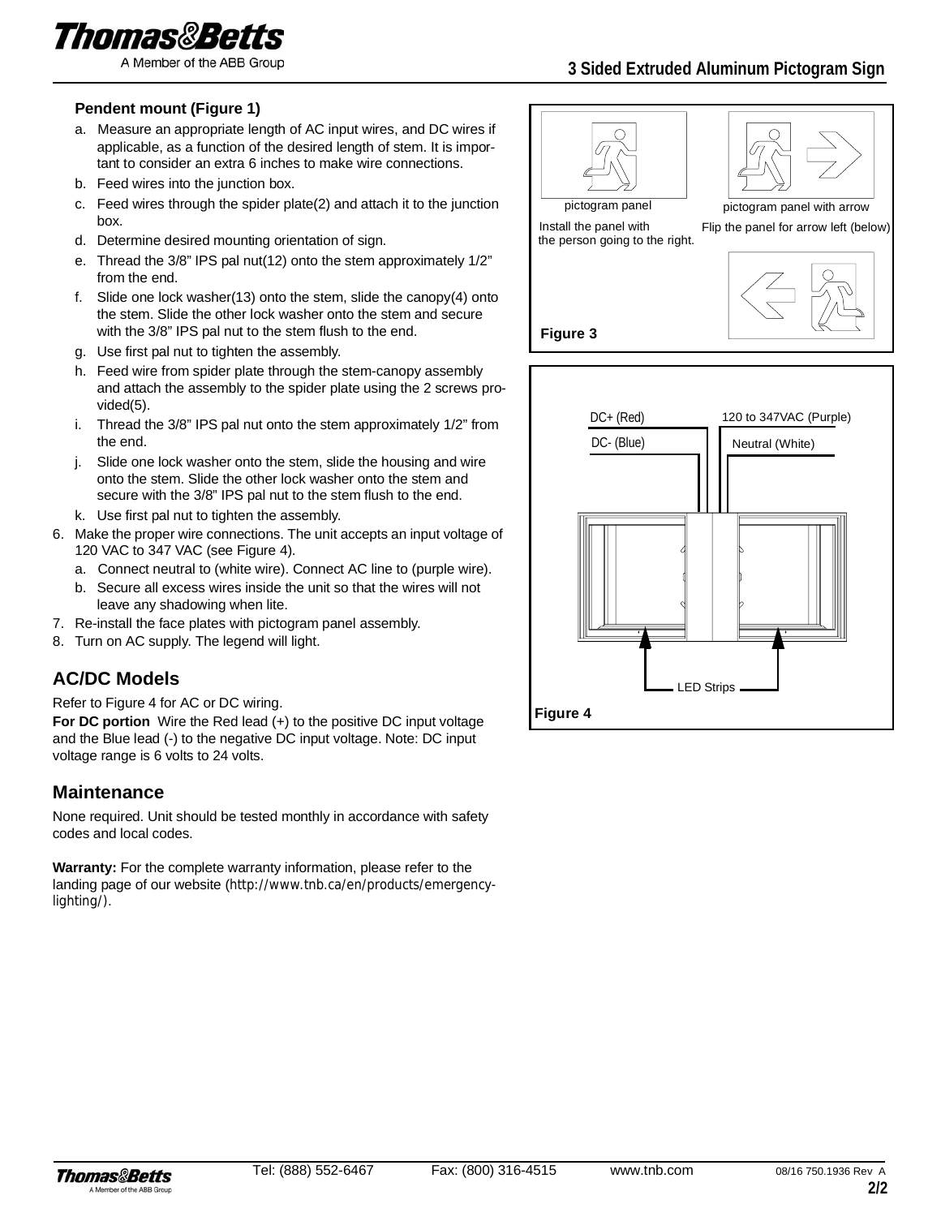**Pendent mount (Figure 1)**

a. Measure an appropriate length of AC input wires, and DC wires if applicable, as a function of the desired length of stem. It is important to consider an extra 6 inches to make wire connections.

b. Feed wires into the junction box.

c. Feed wires through the spider plate(2) and attach it to the junction box.

d. Determine desired mounting orientation of sign.

e. Thread the 3/8" IPS pal nut(12) onto the stem approximately 1/2" from the end.

f. Slide one lock washer(13) onto the stem, slide the canopy(4) onto the stem. Slide the other lock washer onto the stem and secure with the 3/8" IPS pal nut to the stem flush to the end.

g. Use first pal nut to tighten the assembly.

h. Feed wire from spider plate through the stem-canopy assembly and attach the assembly to the spider plate using the 2 screws provided(5).

i. Thread the 3/8" IPS pal nut onto the stem approximately 1/2" from the end.

j. Slide one lock washer onto the stem, slide the housing and wire onto the stem. Slide the other lock washer onto the stem and secure with the 3/8" IPS pal nut to the stem flush to the end.

k. Use first pal nut to tighten the assembly.

6. Make the proper wire connections. The unit accepts an input voltage of 120 VAC to 347 VAC (see Figure 4).
   a. Connect neutral to (white wire). Connect AC line to (purple wire).
   b. Secure all excess wires inside the unit so that the wires will not leave any shadowing when lite.
7. Re-install the face plates with pictogram panel assembly.
8. Turn on AC supply. The legend will light.

## AC/DC Models

Refer to Figure 4 for AC or DC wiring.

**For DC portion** Wire the Red lead (+) to the positive DC input voltage and the Blue lead (-) to the negative DC input voltage. Note: DC input voltage range is 6 volts to 24 volts.

## Maintenance

None required. Unit should be tested monthly in accordance with safety codes and local codes.

**Warranty:** For the complete warranty information, please refer to the landing page of our website (http://www.tnb.ca/en/products/emergency-lighting/).

pictogram panel

Install the panel with the person going to the right.

pictogram panel with arrow

Flip the panel for arrow left (below)

**Figure 3**

DC+ (Red)

DC- (Blue)

120 to 347VAC (Purple)

Neutral (White)

LED Strips

**Figure 4**

Tel: (888) 552-6467 Fax: (800) 316-4515 www.tnb.com

08/16 750.1936 Rev A